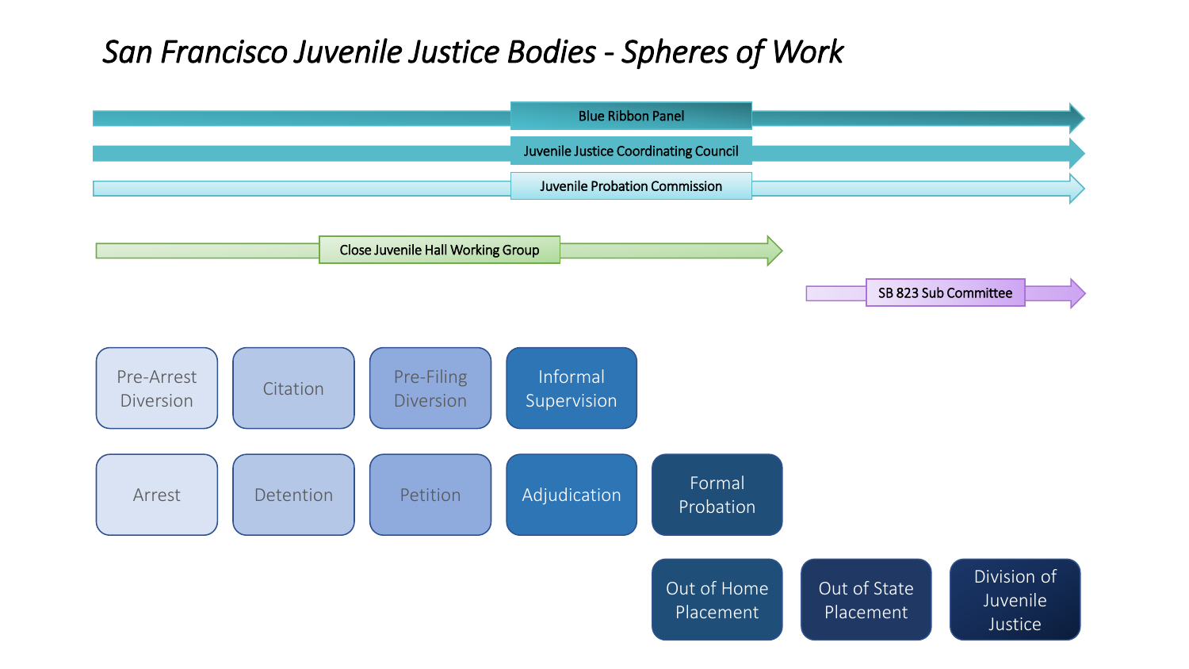# *San Francisco Juvenile Justice Bodies - Spheres of Work*

Blue Ribbon Panel

Juvenile Justice Coordinating Council

Juvenile Probation Commission

Close Juvenile Hall Working Group

SB 823 Sub Committee

Pre-Arrest Diversion

Citation

Pre-Filing Diversion

Informal Supervision

Arrest

Detention

Petition

Adjudication

Formal Probation

Out of Home Placement

Out of State Placement

Division of Juvenile Justice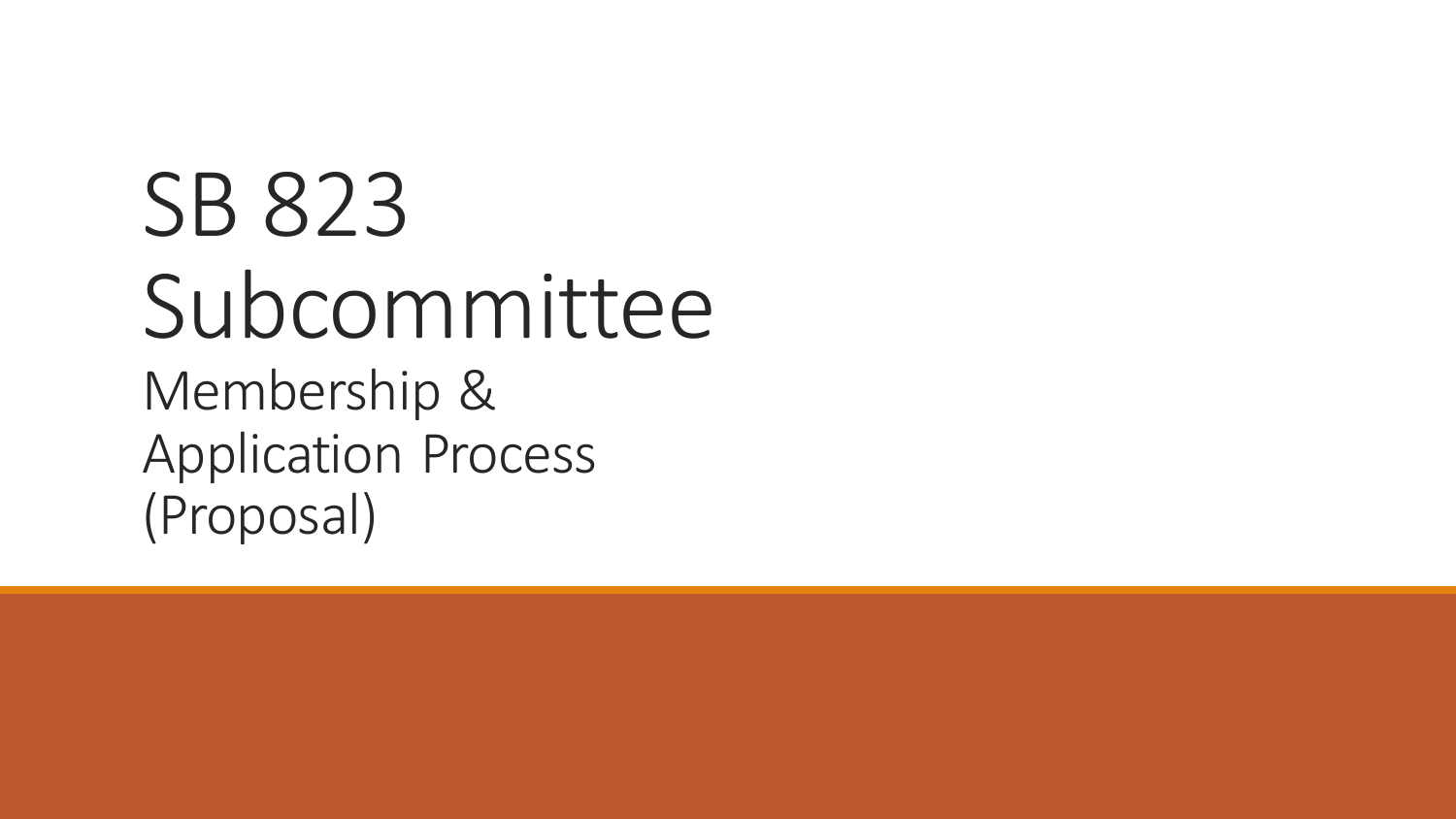# SB 823 Subcommittee

## Membership & Application Process (Proposal)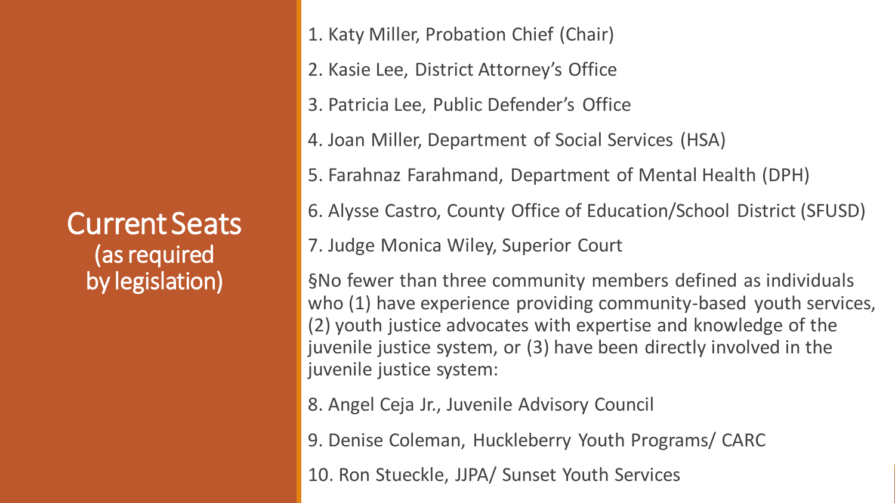# Current Seats
(as required by legislation)

1. Katy Miller, Probation Chief (Chair)
2. Kasie Lee, District Attorney's Office
3. Patricia Lee, Public Defender's Office
4. Joan Miller, Department of Social Services (HSA)
5. Farahnaz Farahmand, Department of Mental Health (DPH)
6. Alysse Castro, County Office of Education/School District (SFUSD)
7. Judge Monica Wiley, Superior Court

§No fewer than three community members defined as individuals who (1) have experience providing community-based youth services, (2) youth justice advocates with expertise and knowledge of the juvenile justice system, or (3) have been directly involved in the juvenile justice system:

8. Angel Ceja Jr., Juvenile Advisory Council
9. Denise Coleman, Huckleberry Youth Programs/ CARC
10. Ron Stueckle, JJPA/ Sunset Youth Services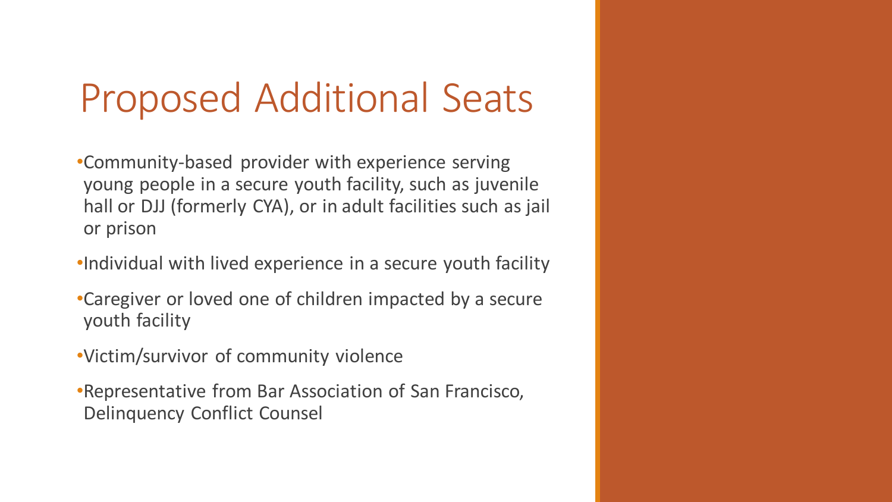# Proposed Additional Seats

- Community-based provider with experience serving young people in a secure youth facility, such as juvenile hall or DJJ (formerly CYA), or in adult facilities such as jail or prison
- Individual with lived experience in a secure youth facility
- Caregiver or loved one of children impacted by a secure youth facility
- Victim/survivor of community violence
- Representative from Bar Association of San Francisco, Delinquency Conflict Counsel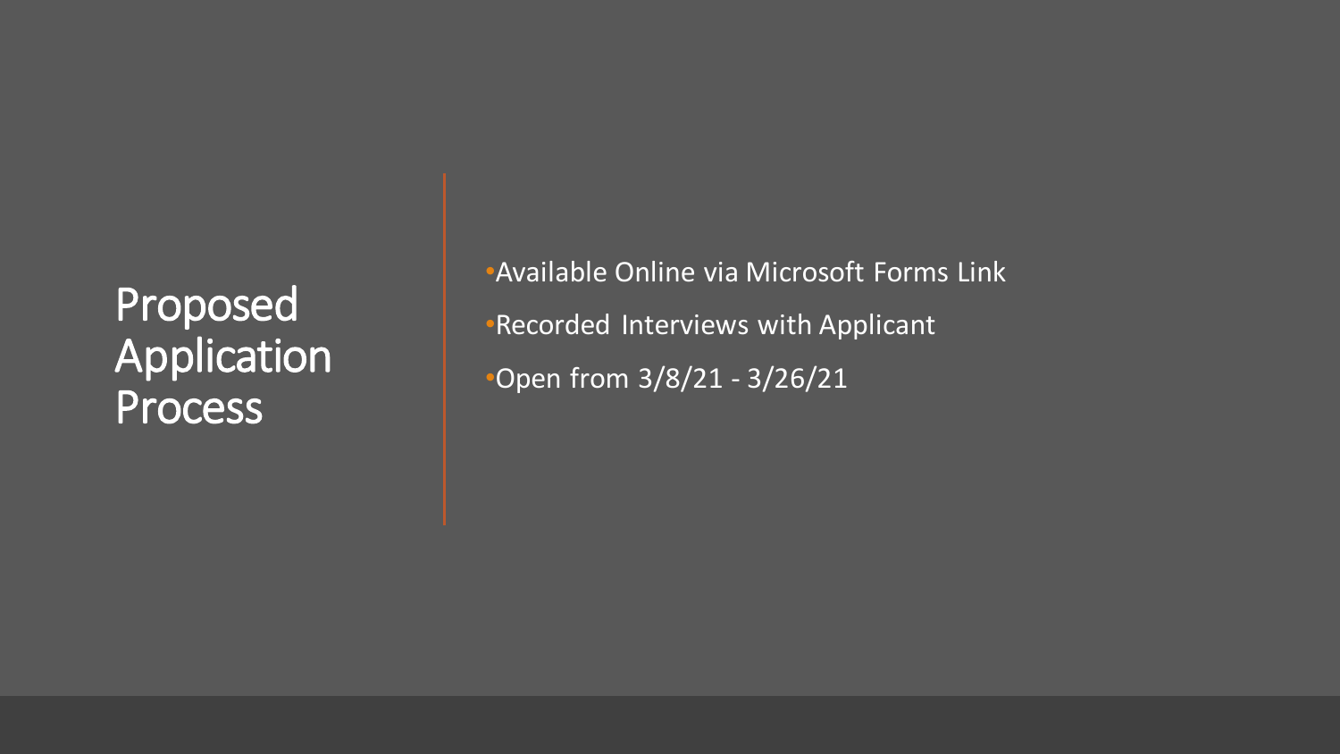# Proposed Application Process

- Available Online via Microsoft Forms Link
- Recorded Interviews with Applicant
- Open from 3/8/21 - 3/26/21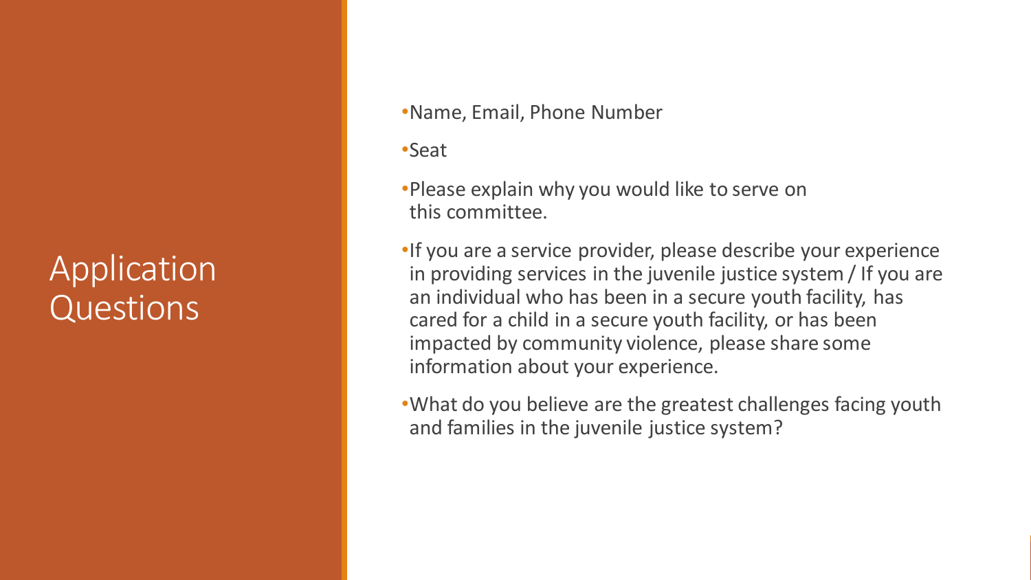# Application Questions

- Name, Email, Phone Number
- Seat
- Please explain why you would like to serve on this committee.
- If you are a service provider, please describe your experience in providing services in the juvenile justice system / If you are an individual who has been in a secure youth facility, has cared for a child in a secure youth facility, or has been impacted by community violence, please share some information about your experience.
- What do you believe are the greatest challenges facing youth and families in the juvenile justice system?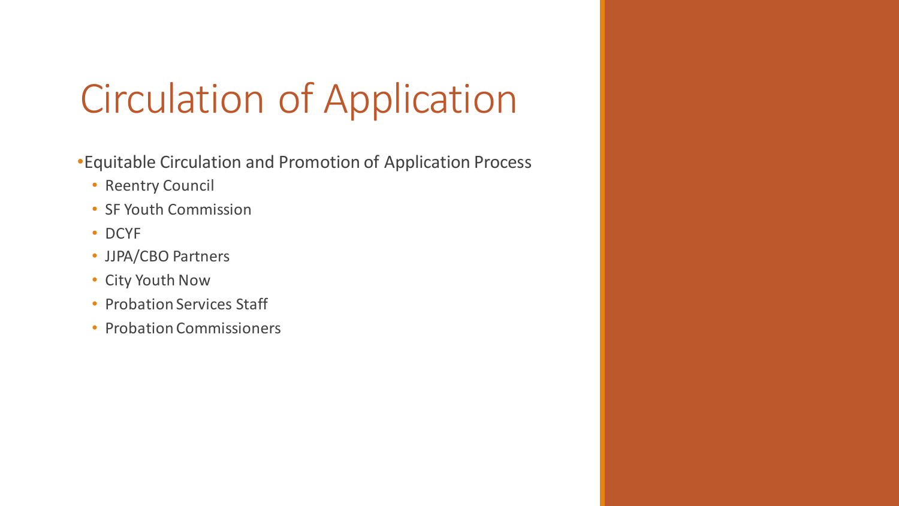# Circulation of Application

- Equitable Circulation and Promotion of Application Process
  - Reentry Council
  - SF Youth Commission
  - DCYF
  - JJPA/CBO Partners
  - City Youth Now
  - Probation Services Staff
  - Probation Commissioners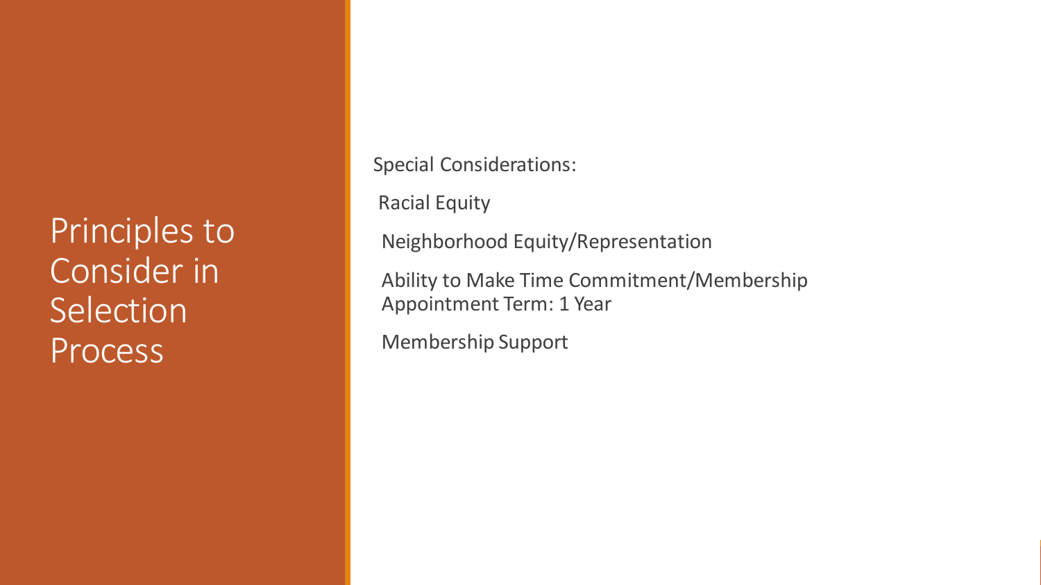# Principles to Consider in Selection Process

Special Considerations:

Racial Equity

Neighborhood Equity/Representation

Ability to Make Time Commitment/Membership Appointment Term: 1 Year

Membership Support